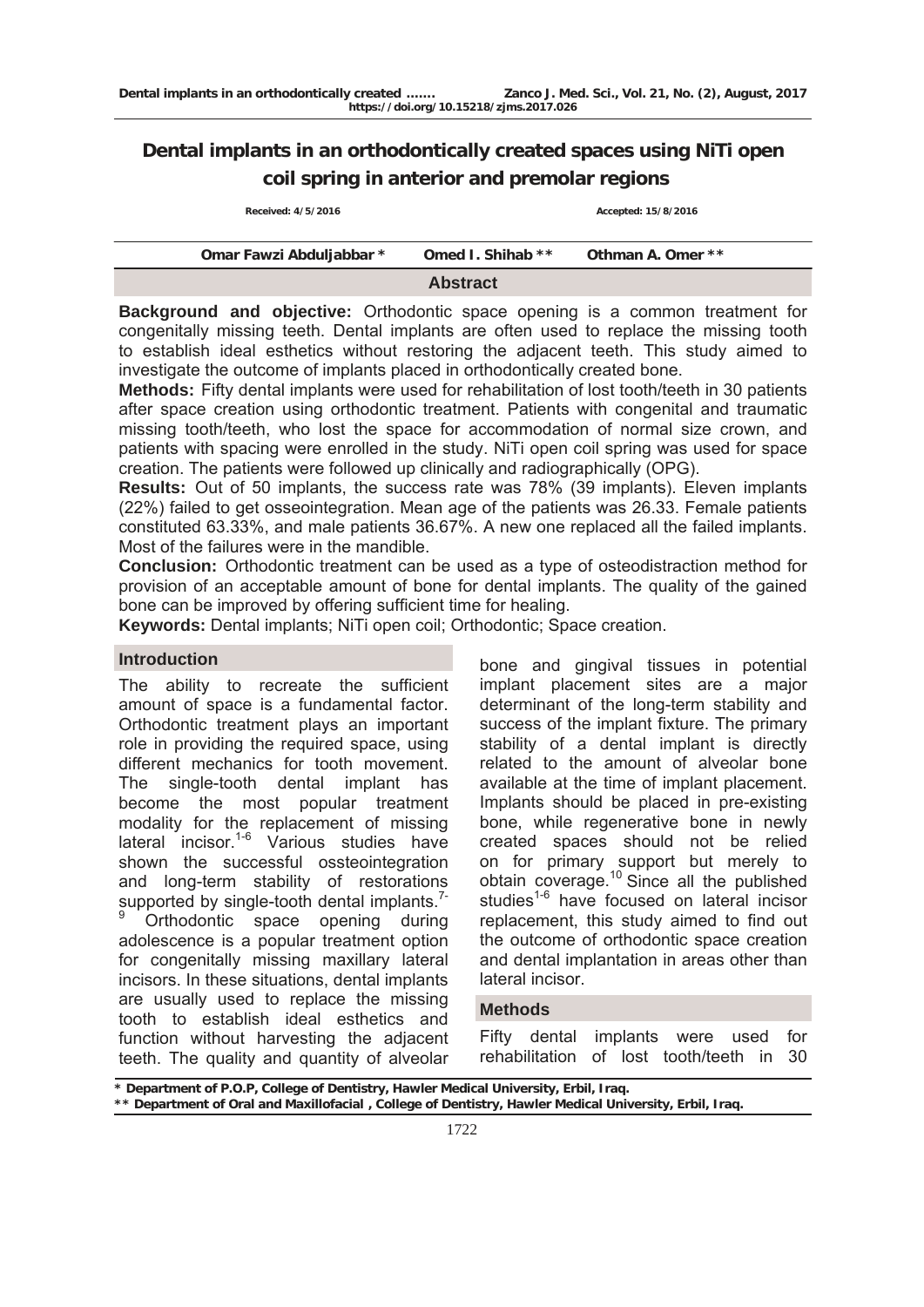# Dental implants in an orthodontically created spaces using NiTi open coil spring in anterior and premolar regions

Received: 4/5/2016 Accepted: 15/8/2016

Omar Fawzi Abduljabbar * Omed I. Shihab ** Othman A. Omer **

## Abstract

**Background and objective:** Orthodontic space opening is a common treatment for congenitally missing teeth. Dental implants are often used to replace the missing tooth to establish ideal esthetics without restoring the adjacent teeth. This study aimed to investigate the outcome of implants placed in orthodontically created bone.

**Methods:** Fifty dental implants were used for rehabilitation of lost tooth/teeth in 30 patients after space creation using orthodontic treatment. Patients with congenital and traumatic missing tooth/teeth, who lost the space for accommodation of normal size crown, and patients with spacing were enrolled in the study. NiTi open coil spring was used for space creation. The patients were followed up clinically and radiographically (OPG).

**Results:** Out of 50 implants, the success rate was 78% (39 implants). Eleven implants (22%) failed to get osseointegration. Mean age of the patients was 26.33. Female patients constituted 63.33%, and male patients 36.67%. A new one replaced all the failed implants. Most of the failures were in the mandible.

**Conclusion:** Orthodontic treatment can be used as a type of osteodistraction method for provision of an acceptable amount of bone for dental implants. The quality of the gained bone can be improved by offering sufficient time for healing.

**Keywords:** Dental implants; NiTi open coil; Orthodontic; Space creation.

## Introduction

The ability to recreate the sufficient amount of space is a fundamental factor. Orthodontic treatment plays an important role in providing the required space, using different mechanics for tooth movement. The single-tooth dental implant has become the most popular treatment modality for the replacement of missing lateral incisor.[1-6] Various studies have shown the successful ossteointegration and long-term stability of restorations supported by single-tooth dental implants.[7-9] Orthodontic space opening during adolescence is a popular treatment option for congenitally missing maxillary lateral incisors. In these situations, dental implants are usually used to replace the missing tooth to establish ideal esthetics and function without harvesting the adjacent teeth. The quality and quantity of alveolar bone and gingival tissues in potential implant placement sites are a major determinant of the long-term stability and success of the implant fixture. The primary stability of a dental implant is directly related to the amount of alveolar bone available at the time of implant placement. Implants should be placed in pre-existing bone, while regenerative bone in newly created spaces should not be relied on for primary support but merely to obtain coverage.[10] Since all the published studies[1-6] have focused on lateral incisor replacement, this study aimed to find out the outcome of orthodontic space creation and dental implantation in areas other than lateral incisor.

## Methods

Fifty dental implants were used for rehabilitation of lost tooth/teeth in 30

\* Department of P.O.P, College of Dentistry, Hawler Medical University, Erbil, Iraq.
\*\* Department of Oral and Maxillofacial , College of Dentistry, Hawler Medical University, Erbil, Iraq.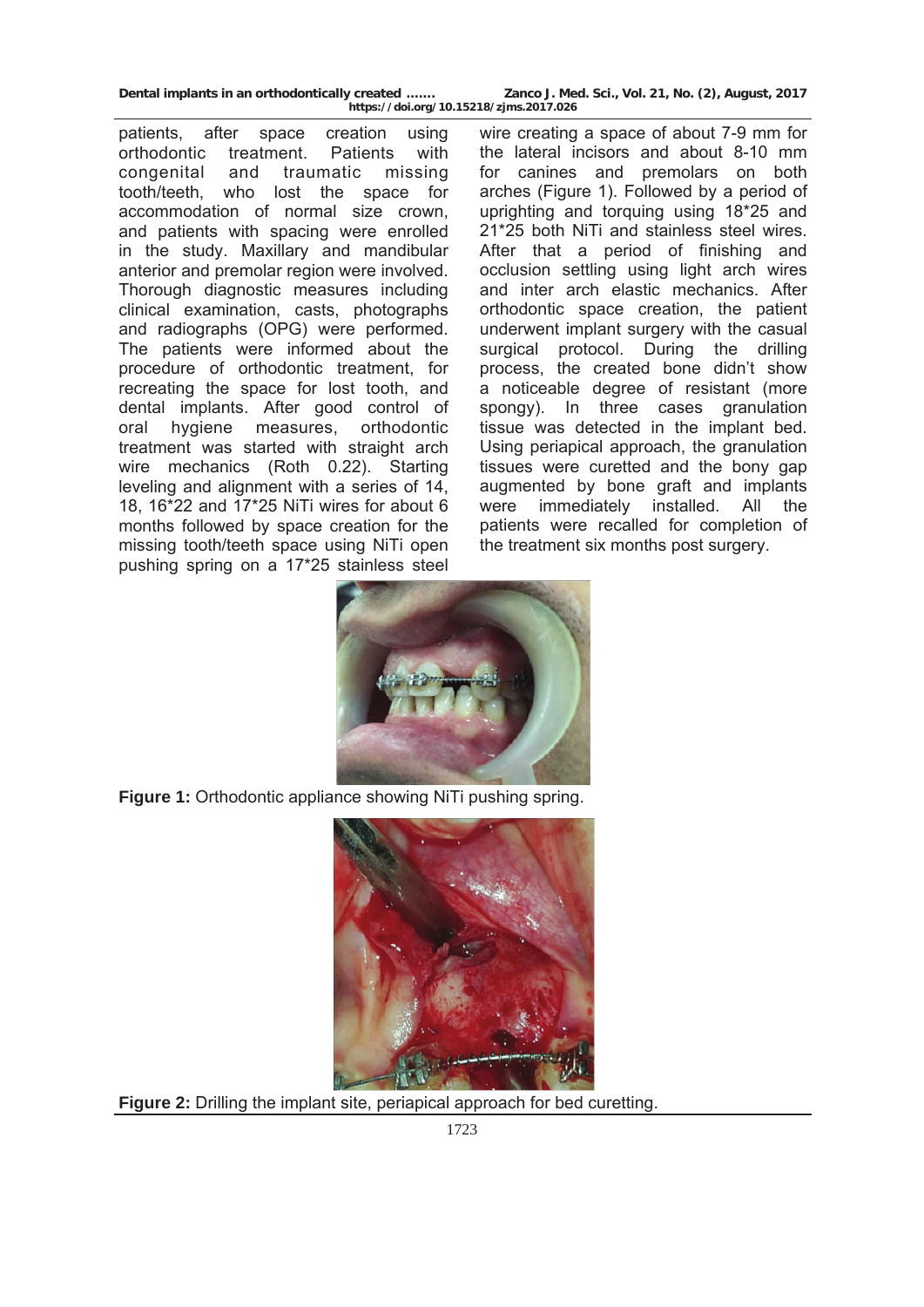patients, after space creation using orthodontic treatment. Patients with congenital and traumatic missing tooth/teeth, who lost the space for accommodation of normal size crown, and patients with spacing were enrolled in the study. Maxillary and mandibular anterior and premolar region were involved. Thorough diagnostic measures including clinical examination, casts, photographs and radiographs (OPG) were performed. The patients were informed about the procedure of orthodontic treatment, for recreating the space for lost tooth, and dental implants. After good control of oral hygiene measures, orthodontic treatment was started with straight arch wire mechanics (Roth 0.22). Starting leveling and alignment with a series of 14, 18, 16*22 and 17*25 NiTi wires for about 6 months followed by space creation for the missing tooth/teeth space using NiTi open pushing spring on a 17*25 stainless steel wire creating a space of about 7-9 mm for the lateral incisors and about 8-10 mm for canines and premolars on both arches (Figure 1). Followed by a period of uprighting and torquing using 18*25 and 21*25 both NiTi and stainless steel wires. After that a period of finishing and occlusion settling using light arch wires and inter arch elastic mechanics. After orthodontic space creation, the patient underwent implant surgery with the casual surgical protocol. During the drilling process, the created bone didn't show a noticeable degree of resistant (more spongy). In three cases granulation tissue was detected in the implant bed. Using periapical approach, the granulation tissues were curetted and the bony gap augmented by bone graft and implants were immediately installed. All the patients were recalled for completion of the treatment six months post surgery.

**Figure 1:** Orthodontic appliance showing NiTi pushing spring.

**Figure 2:** Drilling the implant site, periapical approach for bed curetting.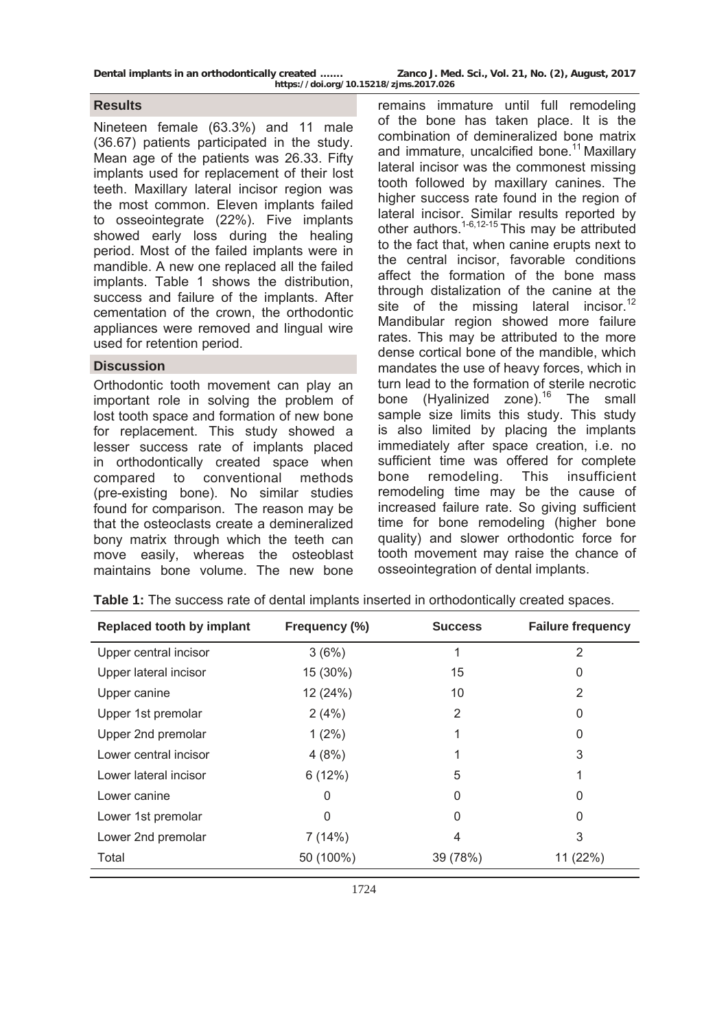## Results

Nineteen female (63.3%) and 11 male (36.67) patients participated in the study. Mean age of the patients was 26.33. Fifty implants used for replacement of their lost teeth. Maxillary lateral incisor region was the most common. Eleven implants failed to osseointegrate (22%). Five implants showed early loss during the healing period. Most of the failed implants were in mandible. A new one replaced all the failed implants. Table 1 shows the distribution, success and failure of the implants. After cementation of the crown, the orthodontic appliances were removed and lingual wire used for retention period.

## Discussion

Orthodontic tooth movement can play an important role in solving the problem of lost tooth space and formation of new bone for replacement. This study showed a lesser success rate of implants placed in orthodontically created space when compared to conventional methods (pre-existing bone). No similar studies found for comparison. The reason may be that the osteoclasts create a demineralized bony matrix through which the teeth can move easily, whereas the osteoblast maintains bone volume. The new bone remains immature until full remodeling of the bone has taken place. It is the combination of demineralized bone matrix and immature, uncalcified bone.[11] Maxillary lateral incisor was the commonest missing tooth followed by maxillary canines. The higher success rate found in the region of lateral incisor. Similar results reported by other authors.[1-6,12-15] This may be attributed to the fact that, when canine erupts next to the central incisor, favorable conditions affect the formation of the bone mass through distalization of the canine at the site of the missing lateral incisor.[12] Mandibular region showed more failure rates. This may be attributed to the more dense cortical bone of the mandible, which mandates the use of heavy forces, which in turn lead to the formation of sterile necrotic bone (Hyalinized zone).[16] The small sample size limits this study. This study is also limited by placing the implants immediately after space creation, i.e. no sufficient time was offered for complete bone remodeling. This insufficient remodeling time may be the cause of increased failure rate. So giving sufficient time for bone remodeling (higher bone quality) and slower orthodontic force for tooth movement may raise the chance of osseointegration of dental implants.

**Table 1:** The success rate of dental implants inserted in orthodontically created spaces.

| Replaced tooth by implant | Frequency (%) | Success | Failure frequency |
|---|---|---|---|
| Upper central incisor | 3 (6%) | 1 | 2 |
| Upper lateral incisor | 15 (30%) | 15 | 0 |
| Upper canine | 12 (24%) | 10 | 2 |
| Upper 1st premolar | 2 (4%) | 2 | 0 |
| Upper 2nd premolar | 1 (2%) | 1 | 0 |
| Lower central incisor | 4 (8%) | 1 | 3 |
| Lower lateral incisor | 6 (12%) | 5 | 1 |
| Lower canine | 0 | 0 | 0 |
| Lower 1st premolar | 0 | 0 | 0 |
| Lower 2nd premolar | 7 (14%) | 4 | 3 |
| Total | 50 (100%) | 39 (78%) | 11 (22%) |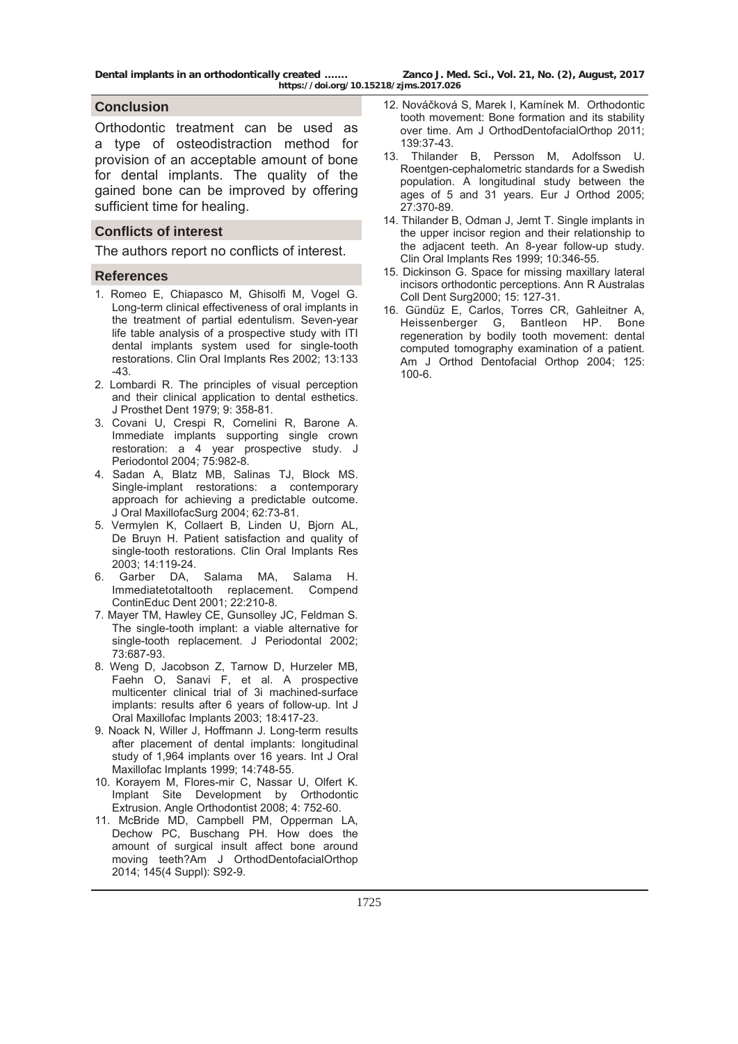## Conclusion

Orthodontic treatment can be used as a type of osteodistraction method for provision of an acceptable amount of bone for dental implants. The quality of the gained bone can be improved by offering sufficient time for healing.

## Conflicts of interest

The authors report no conflicts of interest.

## References

1. Romeo E, Chiapasco M, Ghisolfi M, Vogel G. Long-term clinical effectiveness of oral implants in the treatment of partial edentulism. Seven-year life table analysis of a prospective study with ITI dental implants system used for single-tooth restorations. Clin Oral Implants Res 2002; 13:133 -43.
2. Lombardi R. The principles of visual perception and their clinical application to dental esthetics. J Prosthet Dent 1979; 9: 358-81.
3. Covani U, Crespi R, Cornelini R, Barone A. Immediate implants supporting single crown restoration: a 4 year prospective study. J Periodontol 2004; 75:982-8.
4. Sadan A, Blatz MB, Salinas TJ, Block MS. Single-implant restorations: a contemporary approach for achieving a predictable outcome. J Oral MaxillofacSurg 2004; 62:73-81.
5. Vermylen K, Collaert B, Linden U, Bjorn AL, De Bruyn H. Patient satisfaction and quality of single-tooth restorations. Clin Oral Implants Res 2003; 14:119-24.
6. Garber DA, Salama MA, Salama H. Immediatetotaltooth replacement. Compend ContinEduc Dent 2001; 22:210-8.
7. Mayer TM, Hawley CE, Gunsolley JC, Feldman S. The single-tooth implant: a viable alternative for single-tooth replacement. J Periodontal 2002; 73:687-93.
8. Weng D, Jacobson Z, Tarnow D, Hurzeler MB, Faehn O, Sanavi F, et al. A prospective multicenter clinical trial of 3i machined-surface implants: results after 6 years of follow-up. Int J Oral Maxillofac Implants 2003; 18:417-23.
9. Noack N, Willer J, Hoffmann J. Long-term results after placement of dental implants: longitudinal study of 1,964 implants over 16 years. Int J Oral Maxillofac Implants 1999; 14:748-55.
10. Korayem M, Flores-mir C, Nassar U, Olfert K. Implant Site Development by Orthodontic Extrusion. Angle Orthodontist 2008; 4: 752-60.
11. McBride MD, Campbell PM, Opperman LA, Dechow PC, Buschang PH. How does the amount of surgical insult affect bone around moving teeth?Am J OrthodDentofacialOrthop 2014; 145(4 Suppl): S92-9.
12. Nováčková S, Marek I, Kamínek M. Orthodontic tooth movement: Bone formation and its stability over time. Am J OrthodDentofacialOrthop 2011; 139:37-43.
13. Thilander B, Persson M, Adolfsson U. Roentgen-cephalometric standards for a Swedish population. A longitudinal study between the ages of 5 and 31 years. Eur J Orthod 2005; 27:370-89.
14. Thilander B, Odman J, Jemt T. Single implants in the upper incisor region and their relationship to the adjacent teeth. An 8-year follow-up study. Clin Oral Implants Res 1999; 10:346-55.
15. Dickinson G. Space for missing maxillary lateral incisors orthodontic perceptions. Ann R Australas Coll Dent Surg2000; 15: 127-31.
16. Gündüz E, Carlos, Torres CR, Gahleitner A, Heissenberger G, Bantleon HP. Bone regeneration by bodily tooth movement: dental computed tomography examination of a patient. Am J Orthod Dentofacial Orthop 2004; 125: 100-6.